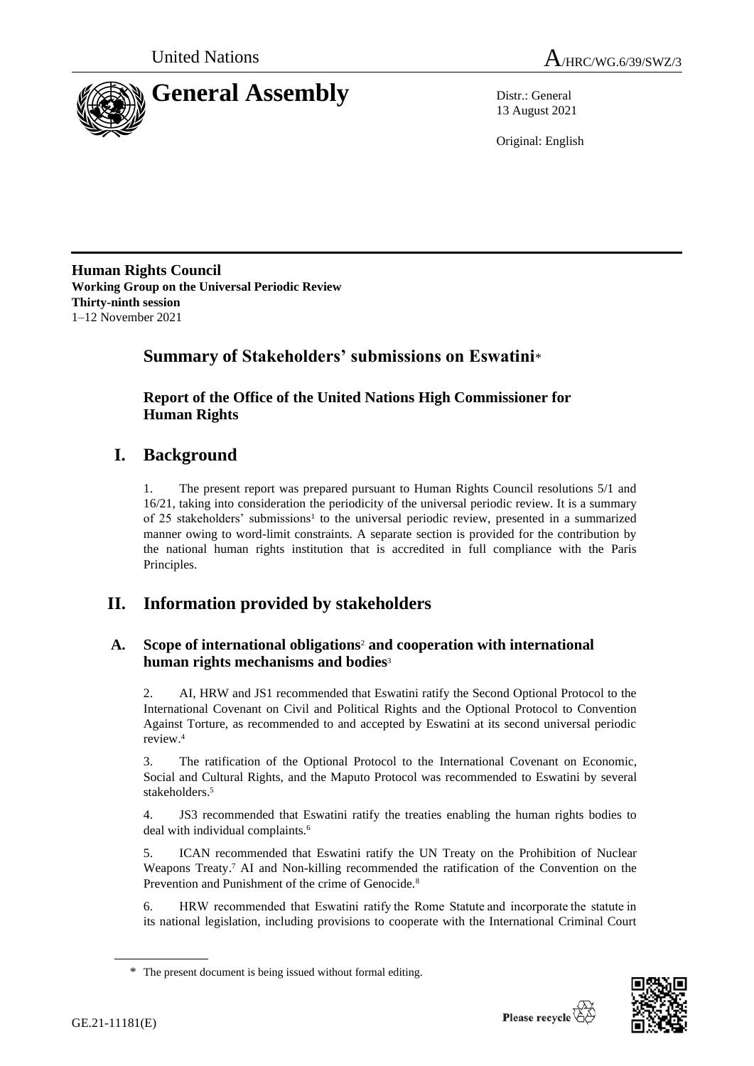United Nations A/HRC/WG.6/39/SWZ/3

# General Assembly

Distr.: General
13 August 2021

Original: English

**Human Rights Council**
**Working Group on the Universal Periodic Review**
**Thirty-ninth session**
1–12 November 2021

## Summary of Stakeholders' submissions on Eswatini*

### Report of the Office of the United Nations High Commissioner for Human Rights

## I. Background

1. The present report was prepared pursuant to Human Rights Council resolutions 5/1 and 16/21, taking into consideration the periodicity of the universal periodic review. It is a summary of 25 stakeholders' submissions[1] to the universal periodic review, presented in a summarized manner owing to word-limit constraints. A separate section is provided for the contribution by the national human rights institution that is accredited in full compliance with the Paris Principles.

## II. Information provided by stakeholders

### A. Scope of international obligations[2] and cooperation with international human rights mechanisms and bodies[3]

2. AI, HRW and JS1 recommended that Eswatini ratify the Second Optional Protocol to the International Covenant on Civil and Political Rights and the Optional Protocol to Convention Against Torture, as recommended to and accepted by Eswatini at its second universal periodic review.[4]

3. The ratification of the Optional Protocol to the International Covenant on Economic, Social and Cultural Rights, and the Maputo Protocol was recommended to Eswatini by several stakeholders.[5]

4. JS3 recommended that Eswatini ratify the treaties enabling the human rights bodies to deal with individual complaints.[6]

5. ICAN recommended that Eswatini ratify the UN Treaty on the Prohibition of Nuclear Weapons Treaty.[7] AI and Non-killing recommended the ratification of the Convention on the Prevention and Punishment of the crime of Genocide.[8]

6. HRW recommended that Eswatini ratify the Rome Statute and incorporate the statute in its national legislation, including provisions to cooperate with the International Criminal Court

\* The present document is being issued without formal editing.

GE.21-11181(E)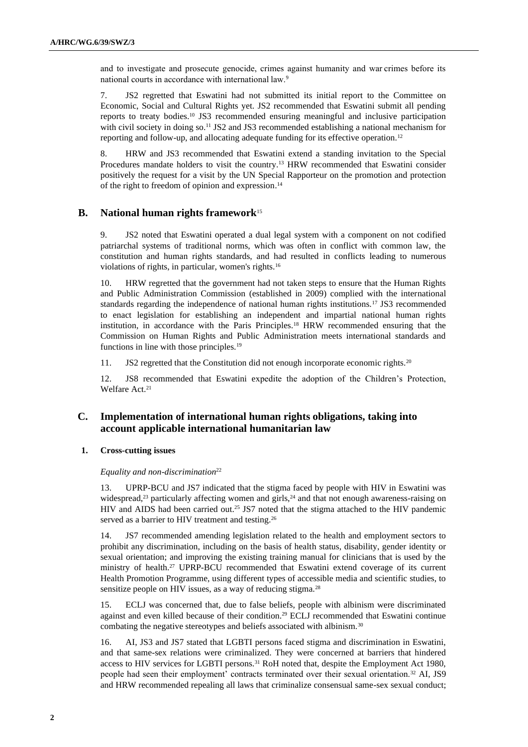and to investigate and prosecute genocide, crimes against humanity and war crimes before its national courts in accordance with international law.[9]

7. JS2 regretted that Eswatini had not submitted its initial report to the Committee on Economic, Social and Cultural Rights yet. JS2 recommended that Eswatini submit all pending reports to treaty bodies.[10] JS3 recommended ensuring meaningful and inclusive participation with civil society in doing so.[11] JS2 and JS3 recommended establishing a national mechanism for reporting and follow-up, and allocating adequate funding for its effective operation.[12]

8. HRW and JS3 recommended that Eswatini extend a standing invitation to the Special Procedures mandate holders to visit the country.[13] HRW recommended that Eswatini consider positively the request for a visit by the UN Special Rapporteur on the promotion and protection of the right to freedom of opinion and expression.[14]

## B. National human rights framework[15]

9. JS2 noted that Eswatini operated a dual legal system with a component on not codified patriarchal systems of traditional norms, which was often in conflict with common law, the constitution and human rights standards, and had resulted in conflicts leading to numerous violations of rights, in particular, women's rights.[16]

10. HRW regretted that the government had not taken steps to ensure that the Human Rights and Public Administration Commission (established in 2009) complied with the international standards regarding the independence of national human rights institutions.[17] JS3 recommended to enact legislation for establishing an independent and impartial national human rights institution, in accordance with the Paris Principles.[18] HRW recommended ensuring that the Commission on Human Rights and Public Administration meets international standards and functions in line with those principles.[19]

11. JS2 regretted that the Constitution did not enough incorporate economic rights.[20]

12. JS8 recommended that Eswatini expedite the adoption of the Children's Protection, Welfare Act.[21]

## C. Implementation of international human rights obligations, taking into account applicable international humanitarian law

### 1. Cross-cutting issues

*Equality and non-discrimination*[22]

13. UPRP-BCU and JS7 indicated that the stigma faced by people with HIV in Eswatini was widespread,[23] particularly affecting women and girls,[24] and that not enough awareness-raising on HIV and AIDS had been carried out.[25] JS7 noted that the stigma attached to the HIV pandemic served as a barrier to HIV treatment and testing.[26]

14. JS7 recommended amending legislation related to the health and employment sectors to prohibit any discrimination, including on the basis of health status, disability, gender identity or sexual orientation; and improving the existing training manual for clinicians that is used by the ministry of health.[27] UPRP-BCU recommended that Eswatini extend coverage of its current Health Promotion Programme, using different types of accessible media and scientific studies, to sensitize people on HIV issues, as a way of reducing stigma.[28]

15. ECLJ was concerned that, due to false beliefs, people with albinism were discriminated against and even killed because of their condition.[29] ECLJ recommended that Eswatini continue combating the negative stereotypes and beliefs associated with albinism.[30]

16. AI, JS3 and JS7 stated that LGBTI persons faced stigma and discrimination in Eswatini, and that same-sex relations were criminalized. They were concerned at barriers that hindered access to HIV services for LGBTI persons.[31] RoH noted that, despite the Employment Act 1980, people had seen their employment' contracts terminated over their sexual orientation.[32] AI, JS9 and HRW recommended repealing all laws that criminalize consensual same-sex sexual conduct;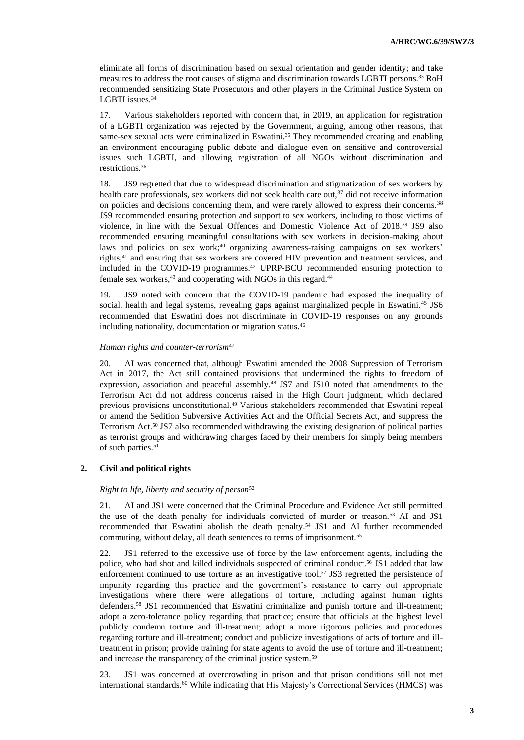eliminate all forms of discrimination based on sexual orientation and gender identity; and take measures to address the root causes of stigma and discrimination towards LGBTI persons.[33] RoH recommended sensitizing State Prosecutors and other players in the Criminal Justice System on LGBTI issues.[34]

17. Various stakeholders reported with concern that, in 2019, an application for registration of a LGBTI organization was rejected by the Government, arguing, among other reasons, that same-sex sexual acts were criminalized in Eswatini.[35] They recommended creating and enabling an environment encouraging public debate and dialogue even on sensitive and controversial issues such LGBTI, and allowing registration of all NGOs without discrimination and restrictions.[36]

18. JS9 regretted that due to widespread discrimination and stigmatization of sex workers by health care professionals, sex workers did not seek health care out,[37] did not receive information on policies and decisions concerning them, and were rarely allowed to express their concerns.[38] JS9 recommended ensuring protection and support to sex workers, including to those victims of violence, in line with the Sexual Offences and Domestic Violence Act of 2018.[39] JS9 also recommended ensuring meaningful consultations with sex workers in decision-making about laws and policies on sex work;[40] organizing awareness-raising campaigns on sex workers' rights;[41] and ensuring that sex workers are covered HIV prevention and treatment services, and included in the COVID-19 programmes.[42] UPRP-BCU recommended ensuring protection to female sex workers,[43] and cooperating with NGOs in this regard.[44]

19. JS9 noted with concern that the COVID-19 pandemic had exposed the inequality of social, health and legal systems, revealing gaps against marginalized people in Eswatini.[45] JS6 recommended that Eswatini does not discriminate in COVID-19 responses on any grounds including nationality, documentation or migration status.[46]

*Human rights and counter-terrorism*[47]

20. AI was concerned that, although Eswatini amended the 2008 Suppression of Terrorism Act in 2017, the Act still contained provisions that undermined the rights to freedom of expression, association and peaceful assembly.[48] JS7 and JS10 noted that amendments to the Terrorism Act did not address concerns raised in the High Court judgment, which declared previous provisions unconstitutional.[49] Various stakeholders recommended that Eswatini repeal or amend the Sedition Subversive Activities Act and the Official Secrets Act, and suppress the Terrorism Act.[50] JS7 also recommended withdrawing the existing designation of political parties as terrorist groups and withdrawing charges faced by their members for simply being members of such parties.[51]

## 2. Civil and political rights

*Right to life, liberty and security of person*[52]

21. AI and JS1 were concerned that the Criminal Procedure and Evidence Act still permitted the use of the death penalty for individuals convicted of murder or treason.[53] AI and JS1 recommended that Eswatini abolish the death penalty.[54] JS1 and AI further recommended commuting, without delay, all death sentences to terms of imprisonment.[55]

22. JS1 referred to the excessive use of force by the law enforcement agents, including the police, who had shot and killed individuals suspected of criminal conduct.[56] JS1 added that law enforcement continued to use torture as an investigative tool.[57] JS3 regretted the persistence of impunity regarding this practice and the government's resistance to carry out appropriate investigations where there were allegations of torture, including against human rights defenders.[58] JS1 recommended that Eswatini criminalize and punish torture and ill-treatment; adopt a zero-tolerance policy regarding that practice; ensure that officials at the highest level publicly condemn torture and ill-treatment; adopt a more rigorous policies and procedures regarding torture and ill-treatment; conduct and publicize investigations of acts of torture and ill-treatment in prison; provide training for state agents to avoid the use of torture and ill-treatment; and increase the transparency of the criminal justice system.[59]

23. JS1 was concerned at overcrowding in prison and that prison conditions still not met international standards.[60] While indicating that His Majesty's Correctional Services (HMCS) was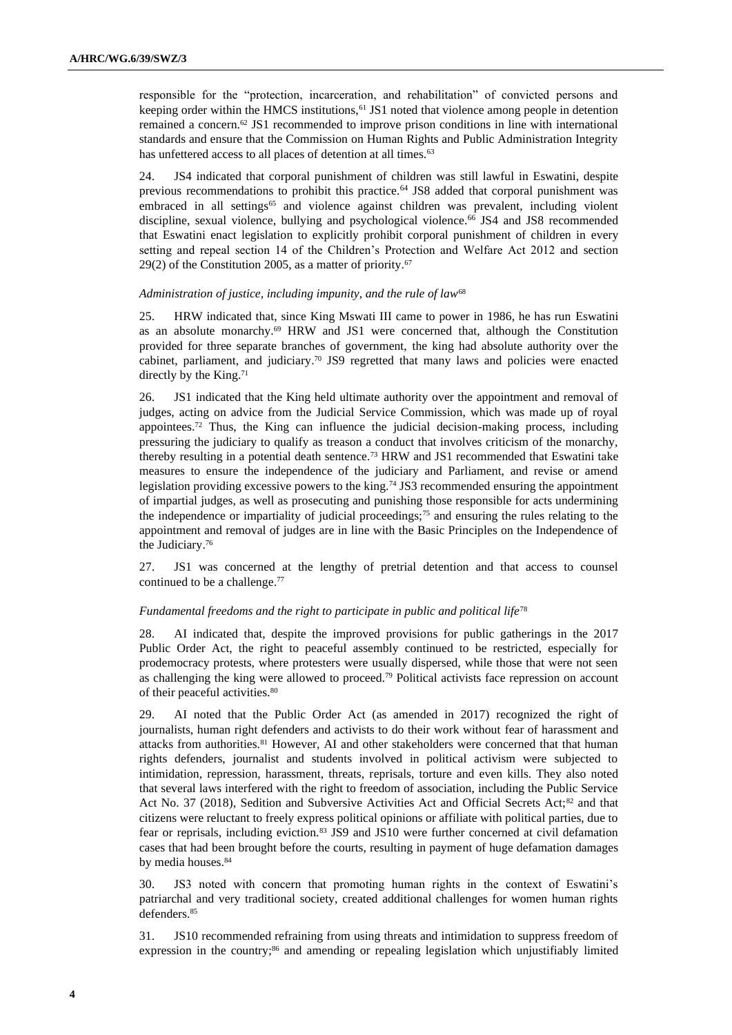responsible for the "protection, incarceration, and rehabilitation" of convicted persons and keeping order within the HMCS institutions,[61] JS1 noted that violence among people in detention remained a concern.[62] JS1 recommended to improve prison conditions in line with international standards and ensure that the Commission on Human Rights and Public Administration Integrity has unfettered access to all places of detention at all times.[63]

24. JS4 indicated that corporal punishment of children was still lawful in Eswatini, despite previous recommendations to prohibit this practice.[64] JS8 added that corporal punishment was embraced in all settings[65] and violence against children was prevalent, including violent discipline, sexual violence, bullying and psychological violence.[66] JS4 and JS8 recommended that Eswatini enact legislation to explicitly prohibit corporal punishment of children in every setting and repeal section 14 of the Children's Protection and Welfare Act 2012 and section 29(2) of the Constitution 2005, as a matter of priority.[67]

*Administration of justice, including impunity, and the rule of law*[68]

25. HRW indicated that, since King Mswati III came to power in 1986, he has run Eswatini as an absolute monarchy.[69] HRW and JS1 were concerned that, although the Constitution provided for three separate branches of government, the king had absolute authority over the cabinet, parliament, and judiciary.[70] JS9 regretted that many laws and policies were enacted directly by the King.[71]

26. JS1 indicated that the King held ultimate authority over the appointment and removal of judges, acting on advice from the Judicial Service Commission, which was made up of royal appointees.[72] Thus, the King can influence the judicial decision-making process, including pressuring the judiciary to qualify as treason a conduct that involves criticism of the monarchy, thereby resulting in a potential death sentence.[73] HRW and JS1 recommended that Eswatini take measures to ensure the independence of the judiciary and Parliament, and revise or amend legislation providing excessive powers to the king.[74] JS3 recommended ensuring the appointment of impartial judges, as well as prosecuting and punishing those responsible for acts undermining the independence or impartiality of judicial proceedings;[75] and ensuring the rules relating to the appointment and removal of judges are in line with the Basic Principles on the Independence of the Judiciary.[76]

27. JS1 was concerned at the lengthy of pretrial detention and that access to counsel continued to be a challenge.[77]

*Fundamental freedoms and the right to participate in public and political life*[78]

28. AI indicated that, despite the improved provisions for public gatherings in the 2017 Public Order Act, the right to peaceful assembly continued to be restricted, especially for prodemocracy protests, where protesters were usually dispersed, while those that were not seen as challenging the king were allowed to proceed.[79] Political activists face repression on account of their peaceful activities.[80]

29. AI noted that the Public Order Act (as amended in 2017) recognized the right of journalists, human right defenders and activists to do their work without fear of harassment and attacks from authorities.[81] However, AI and other stakeholders were concerned that that human rights defenders, journalist and students involved in political activism were subjected to intimidation, repression, harassment, threats, reprisals, torture and even kills. They also noted that several laws interfered with the right to freedom of association, including the Public Service Act No. 37 (2018), Sedition and Subversive Activities Act and Official Secrets Act;[82] and that citizens were reluctant to freely express political opinions or affiliate with political parties, due to fear or reprisals, including eviction.[83] JS9 and JS10 were further concerned at civil defamation cases that had been brought before the courts, resulting in payment of huge defamation damages by media houses.[84]

30. JS3 noted with concern that promoting human rights in the context of Eswatini's patriarchal and very traditional society, created additional challenges for women human rights defenders.[85]

31. JS10 recommended refraining from using threats and intimidation to suppress freedom of expression in the country;[86] and amending or repealing legislation which unjustifiably limited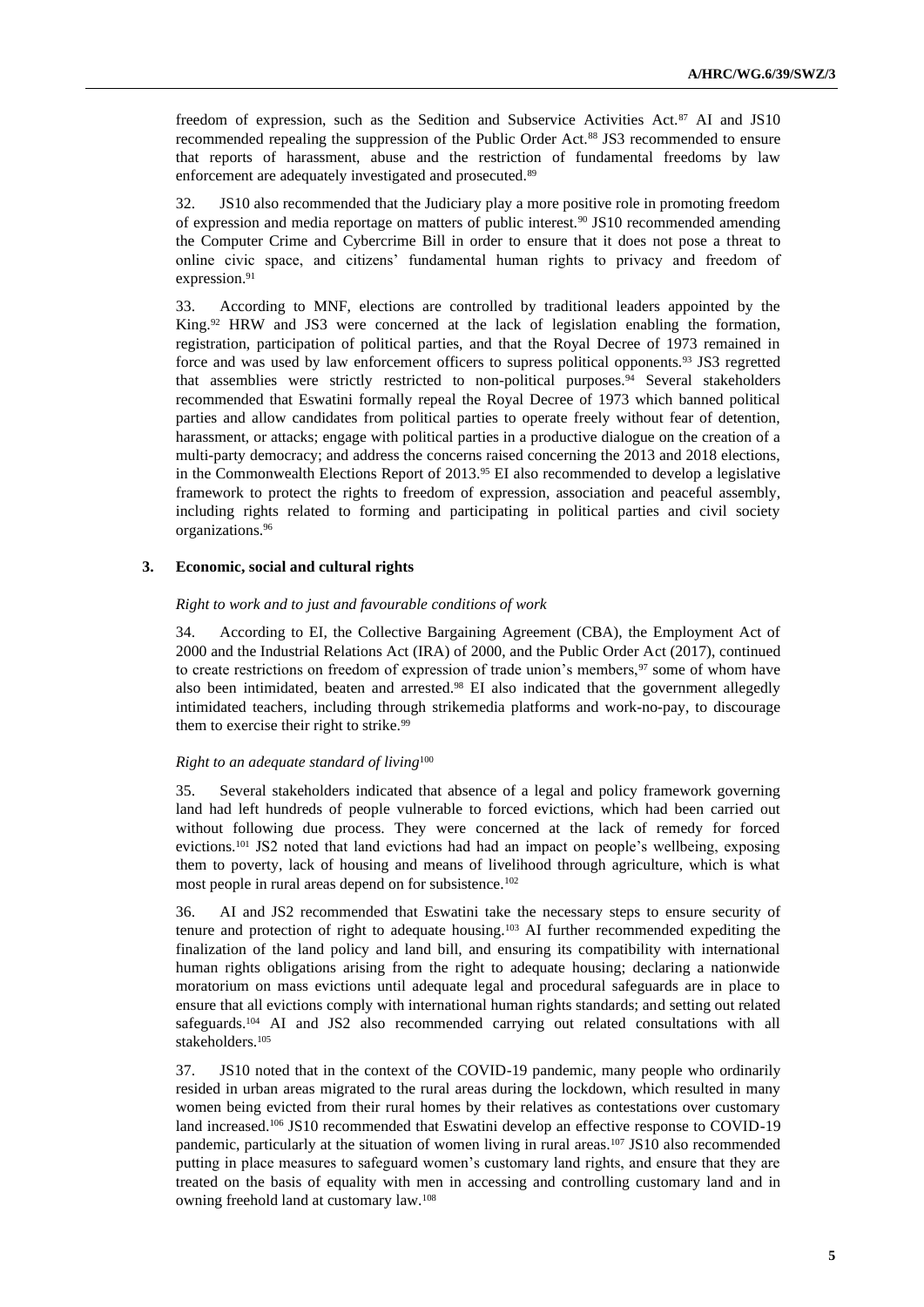freedom of expression, such as the Sedition and Subservice Activities Act.[87] AI and JS10 recommended repealing the suppression of the Public Order Act.[88] JS3 recommended to ensure that reports of harassment, abuse and the restriction of fundamental freedoms by law enforcement are adequately investigated and prosecuted.[89]

32. JS10 also recommended that the Judiciary play a more positive role in promoting freedom of expression and media reportage on matters of public interest.[90] JS10 recommended amending the Computer Crime and Cybercrime Bill in order to ensure that it does not pose a threat to online civic space, and citizens' fundamental human rights to privacy and freedom of expression.[91]

33. According to MNF, elections are controlled by traditional leaders appointed by the King.[92] HRW and JS3 were concerned at the lack of legislation enabling the formation, registration, participation of political parties, and that the Royal Decree of 1973 remained in force and was used by law enforcement officers to supress political opponents.[93] JS3 regretted that assemblies were strictly restricted to non-political purposes.[94] Several stakeholders recommended that Eswatini formally repeal the Royal Decree of 1973 which banned political parties and allow candidates from political parties to operate freely without fear of detention, harassment, or attacks; engage with political parties in a productive dialogue on the creation of a multi-party democracy; and address the concerns raised concerning the 2013 and 2018 elections, in the Commonwealth Elections Report of 2013.[95] EI also recommended to develop a legislative framework to protect the rights to freedom of expression, association and peaceful assembly, including rights related to forming and participating in political parties and civil society organizations.[96]

### 3. Economic, social and cultural rights

*Right to work and to just and favourable conditions of work*

34. According to EI, the Collective Bargaining Agreement (CBA), the Employment Act of 2000 and the Industrial Relations Act (IRA) of 2000, and the Public Order Act (2017), continued to create restrictions on freedom of expression of trade union's members,[97] some of whom have also been intimidated, beaten and arrested.[98] EI also indicated that the government allegedly intimidated teachers, including through strikemedia platforms and work-no-pay, to discourage them to exercise their right to strike.[99]

*Right to an adequate standard of living*[100]

35. Several stakeholders indicated that absence of a legal and policy framework governing land had left hundreds of people vulnerable to forced evictions, which had been carried out without following due process. They were concerned at the lack of remedy for forced evictions.[101] JS2 noted that land evictions had had an impact on people's wellbeing, exposing them to poverty, lack of housing and means of livelihood through agriculture, which is what most people in rural areas depend on for subsistence.[102]

36. AI and JS2 recommended that Eswatini take the necessary steps to ensure security of tenure and protection of right to adequate housing.[103] AI further recommended expediting the finalization of the land policy and land bill, and ensuring its compatibility with international human rights obligations arising from the right to adequate housing; declaring a nationwide moratorium on mass evictions until adequate legal and procedural safeguards are in place to ensure that all evictions comply with international human rights standards; and setting out related safeguards.[104] AI and JS2 also recommended carrying out related consultations with all stakeholders.[105]

37. JS10 noted that in the context of the COVID-19 pandemic, many people who ordinarily resided in urban areas migrated to the rural areas during the lockdown, which resulted in many women being evicted from their rural homes by their relatives as contestations over customary land increased.[106] JS10 recommended that Eswatini develop an effective response to COVID-19 pandemic, particularly at the situation of women living in rural areas.[107] JS10 also recommended putting in place measures to safeguard women's customary land rights, and ensure that they are treated on the basis of equality with men in accessing and controlling customary land and in owning freehold land at customary law.[108]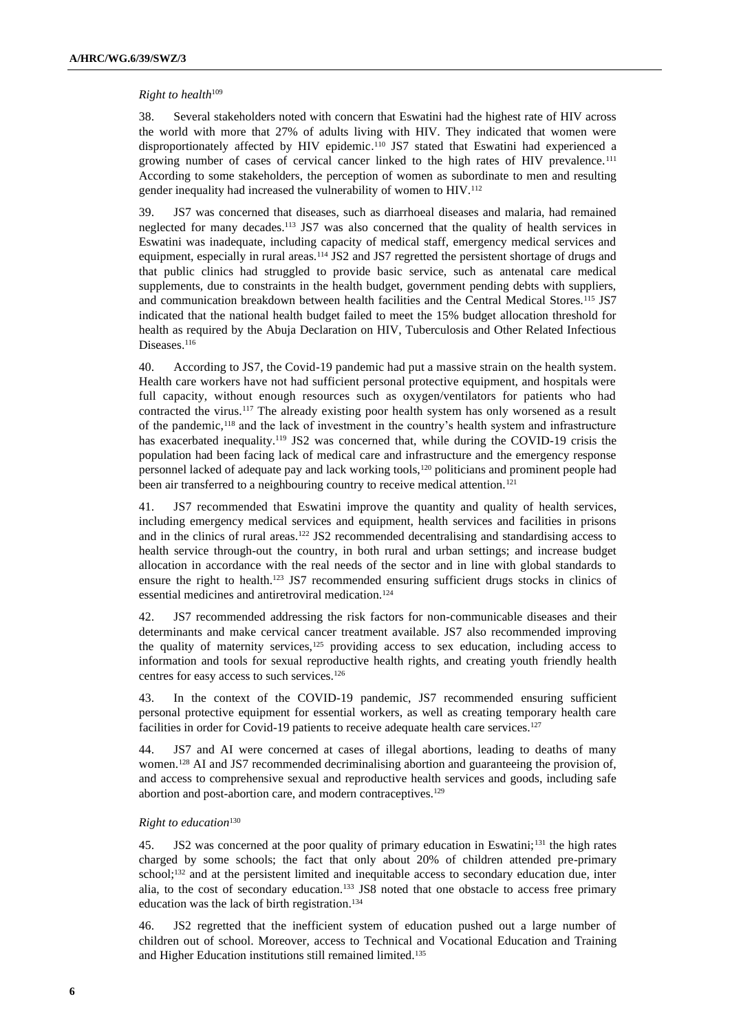*Right to health*[109]

38. Several stakeholders noted with concern that Eswatini had the highest rate of HIV across the world with more that 27% of adults living with HIV. They indicated that women were disproportionately affected by HIV epidemic.[110] JS7 stated that Eswatini had experienced a growing number of cases of cervical cancer linked to the high rates of HIV prevalence.[111] According to some stakeholders, the perception of women as subordinate to men and resulting gender inequality had increased the vulnerability of women to HIV.[112]

39. JS7 was concerned that diseases, such as diarrhoeal diseases and malaria, had remained neglected for many decades.[113] JS7 was also concerned that the quality of health services in Eswatini was inadequate, including capacity of medical staff, emergency medical services and equipment, especially in rural areas.[114] JS2 and JS7 regretted the persistent shortage of drugs and that public clinics had struggled to provide basic service, such as antenatal care medical supplements, due to constraints in the health budget, government pending debts with suppliers, and communication breakdown between health facilities and the Central Medical Stores.[115] JS7 indicated that the national health budget failed to meet the 15% budget allocation threshold for health as required by the Abuja Declaration on HIV, Tuberculosis and Other Related Infectious Diseases.[116]

40. According to JS7, the Covid-19 pandemic had put a massive strain on the health system. Health care workers have not had sufficient personal protective equipment, and hospitals were full capacity, without enough resources such as oxygen/ventilators for patients who had contracted the virus.[117] The already existing poor health system has only worsened as a result of the pandemic,[118] and the lack of investment in the country's health system and infrastructure has exacerbated inequality.[119] JS2 was concerned that, while during the COVID-19 crisis the population had been facing lack of medical care and infrastructure and the emergency response personnel lacked of adequate pay and lack working tools,[120] politicians and prominent people had been air transferred to a neighbouring country to receive medical attention.[121]

41. JS7 recommended that Eswatini improve the quantity and quality of health services, including emergency medical services and equipment, health services and facilities in prisons and in the clinics of rural areas.[122] JS2 recommended decentralising and standardising access to health service through-out the country, in both rural and urban settings; and increase budget allocation in accordance with the real needs of the sector and in line with global standards to ensure the right to health.[123] JS7 recommended ensuring sufficient drugs stocks in clinics of essential medicines and antiretroviral medication.[124]

42. JS7 recommended addressing the risk factors for non-communicable diseases and their determinants and make cervical cancer treatment available. JS7 also recommended improving the quality of maternity services,[125] providing access to sex education, including access to information and tools for sexual reproductive health rights, and creating youth friendly health centres for easy access to such services.[126]

43. In the context of the COVID-19 pandemic, JS7 recommended ensuring sufficient personal protective equipment for essential workers, as well as creating temporary health care facilities in order for Covid-19 patients to receive adequate health care services.[127]

44. JS7 and AI were concerned at cases of illegal abortions, leading to deaths of many women.[128] AI and JS7 recommended decriminalising abortion and guaranteeing the provision of, and access to comprehensive sexual and reproductive health services and goods, including safe abortion and post-abortion care, and modern contraceptives.[129]

*Right to education*[130]

45. JS2 was concerned at the poor quality of primary education in Eswatini;[131] the high rates charged by some schools; the fact that only about 20% of children attended pre-primary school;[132] and at the persistent limited and inequitable access to secondary education due, inter alia, to the cost of secondary education.[133] JS8 noted that one obstacle to access free primary education was the lack of birth registration.[134]

46. JS2 regretted that the inefficient system of education pushed out a large number of children out of school. Moreover, access to Technical and Vocational Education and Training and Higher Education institutions still remained limited.[135]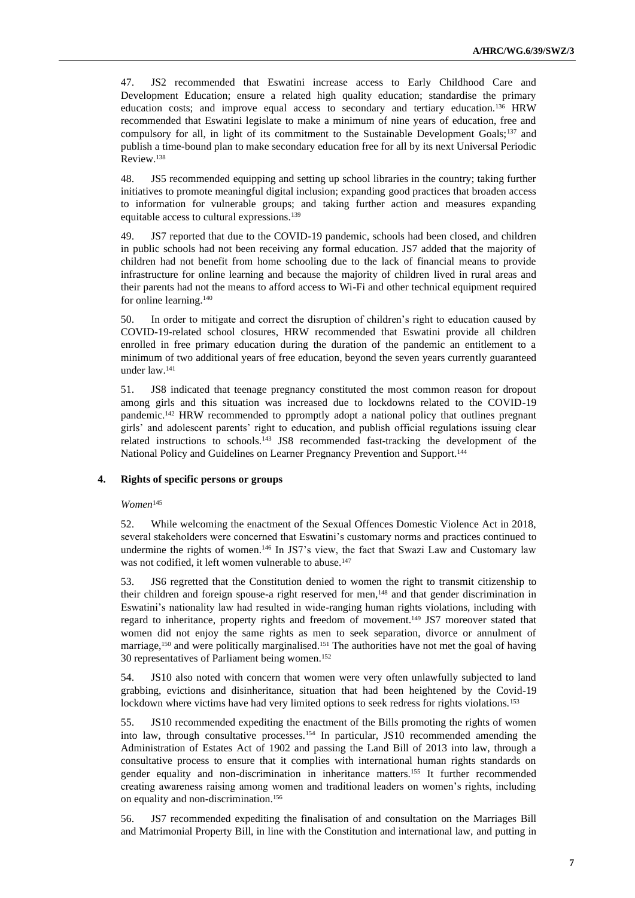47. JS2 recommended that Eswatini increase access to Early Childhood Care and Development Education; ensure a related high quality education; standardise the primary education costs; and improve equal access to secondary and tertiary education.[136] HRW recommended that Eswatini legislate to make a minimum of nine years of education, free and compulsory for all, in light of its commitment to the Sustainable Development Goals;[137] and publish a time-bound plan to make secondary education free for all by its next Universal Periodic Review.[138]

48. JS5 recommended equipping and setting up school libraries in the country; taking further initiatives to promote meaningful digital inclusion; expanding good practices that broaden access to information for vulnerable groups; and taking further action and measures expanding equitable access to cultural expressions.[139]

49. JS7 reported that due to the COVID-19 pandemic, schools had been closed, and children in public schools had not been receiving any formal education. JS7 added that the majority of children had not benefit from home schooling due to the lack of financial means to provide infrastructure for online learning and because the majority of children lived in rural areas and their parents had not the means to afford access to Wi-Fi and other technical equipment required for online learning.[140]

50. In order to mitigate and correct the disruption of children's right to education caused by COVID-19-related school closures, HRW recommended that Eswatini provide all children enrolled in free primary education during the duration of the pandemic an entitlement to a minimum of two additional years of free education, beyond the seven years currently guaranteed under law.[141]

51. JS8 indicated that teenage pregnancy constituted the most common reason for dropout among girls and this situation was increased due to lockdowns related to the COVID-19 pandemic.[142] HRW recommended to ppromptly adopt a national policy that outlines pregnant girls' and adolescent parents' right to education, and publish official regulations issuing clear related instructions to schools.[143] JS8 recommended fast-tracking the development of the National Policy and Guidelines on Learner Pregnancy Prevention and Support.[144]

### 4. Rights of specific persons or groups

*Women*[145]

52. While welcoming the enactment of the Sexual Offences Domestic Violence Act in 2018, several stakeholders were concerned that Eswatini's customary norms and practices continued to undermine the rights of women.[146] In JS7's view, the fact that Swazi Law and Customary law was not codified, it left women vulnerable to abuse.[147]

53. JS6 regretted that the Constitution denied to women the right to transmit citizenship to their children and foreign spouse-a right reserved for men,[148] and that gender discrimination in Eswatini's nationality law had resulted in wide-ranging human rights violations, including with regard to inheritance, property rights and freedom of movement.[149] JS7 moreover stated that women did not enjoy the same rights as men to seek separation, divorce or annulment of marriage,[150] and were politically marginalised.[151] The authorities have not met the goal of having 30 representatives of Parliament being women.[152]

54. JS10 also noted with concern that women were very often unlawfully subjected to land grabbing, evictions and disinheritance, situation that had been heightened by the Covid-19 lockdown where victims have had very limited options to seek redress for rights violations.[153]

55. JS10 recommended expediting the enactment of the Bills promoting the rights of women into law, through consultative processes.[154] In particular, JS10 recommended amending the Administration of Estates Act of 1902 and passing the Land Bill of 2013 into law, through a consultative process to ensure that it complies with international human rights standards on gender equality and non-discrimination in inheritance matters.[155] It further recommended creating awareness raising among women and traditional leaders on women's rights, including on equality and non-discrimination.[156]

56. JS7 recommended expediting the finalisation of and consultation on the Marriages Bill and Matrimonial Property Bill, in line with the Constitution and international law, and putting in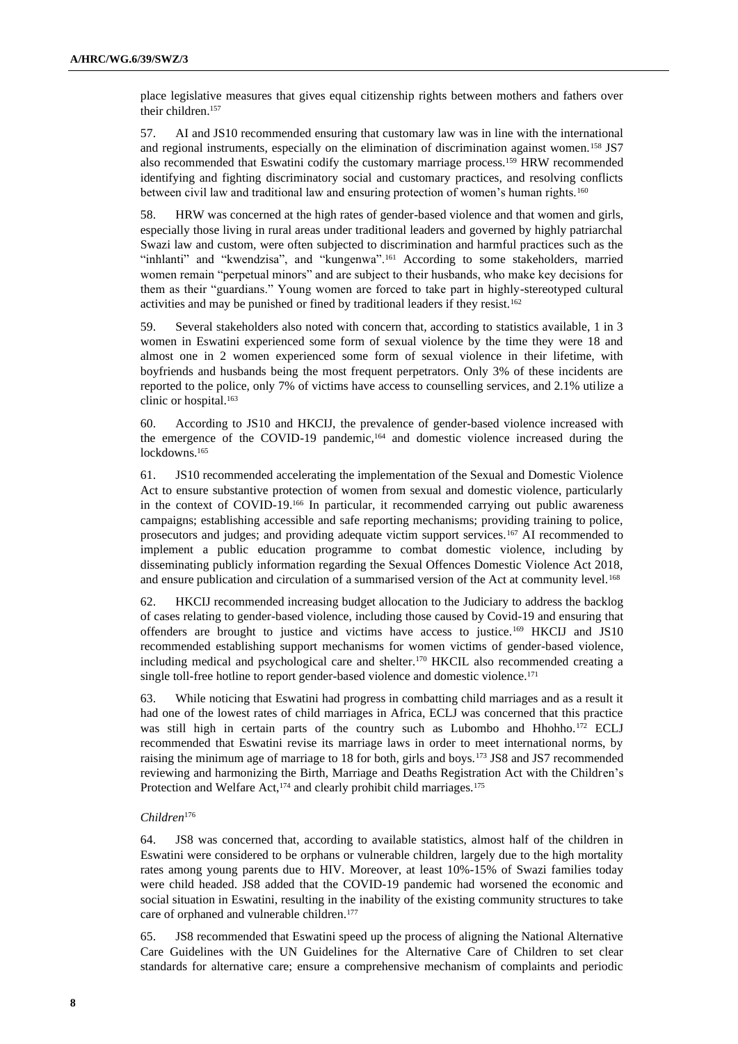place legislative measures that gives equal citizenship rights between mothers and fathers over their children.[157]

57. AI and JS10 recommended ensuring that customary law was in line with the international and regional instruments, especially on the elimination of discrimination against women.[158] JS7 also recommended that Eswatini codify the customary marriage process.[159] HRW recommended identifying and fighting discriminatory social and customary practices, and resolving conflicts between civil law and traditional law and ensuring protection of women's human rights.[160]

58. HRW was concerned at the high rates of gender-based violence and that women and girls, especially those living in rural areas under traditional leaders and governed by highly patriarchal Swazi law and custom, were often subjected to discrimination and harmful practices such as the "inhlanti" and "kwendzisa", and "kungenwa".[161] According to some stakeholders, married women remain "perpetual minors" and are subject to their husbands, who make key decisions for them as their "guardians." Young women are forced to take part in highly-stereotyped cultural activities and may be punished or fined by traditional leaders if they resist.[162]

59. Several stakeholders also noted with concern that, according to statistics available, 1 in 3 women in Eswatini experienced some form of sexual violence by the time they were 18 and almost one in 2 women experienced some form of sexual violence in their lifetime, with boyfriends and husbands being the most frequent perpetrators. Only 3% of these incidents are reported to the police, only 7% of victims have access to counselling services, and 2.1% utilize a clinic or hospital.[163]

60. According to JS10 and HKCIJ, the prevalence of gender-based violence increased with the emergence of the COVID-19 pandemic,[164] and domestic violence increased during the lockdowns.[165]

61. JS10 recommended accelerating the implementation of the Sexual and Domestic Violence Act to ensure substantive protection of women from sexual and domestic violence, particularly in the context of COVID-19.[166] In particular, it recommended carrying out public awareness campaigns; establishing accessible and safe reporting mechanisms; providing training to police, prosecutors and judges; and providing adequate victim support services.[167] AI recommended to implement a public education programme to combat domestic violence, including by disseminating publicly information regarding the Sexual Offences Domestic Violence Act 2018, and ensure publication and circulation of a summarised version of the Act at community level.[168]

62. HKCIJ recommended increasing budget allocation to the Judiciary to address the backlog of cases relating to gender-based violence, including those caused by Covid-19 and ensuring that offenders are brought to justice and victims have access to justice.[169] HKCIJ and JS10 recommended establishing support mechanisms for women victims of gender-based violence, including medical and psychological care and shelter.[170] HKCIL also recommended creating a single toll-free hotline to report gender-based violence and domestic violence.[171]

63. While noticing that Eswatini had progress in combatting child marriages and as a result it had one of the lowest rates of child marriages in Africa, ECLJ was concerned that this practice was still high in certain parts of the country such as Lubombo and Hhohho.[172] ECLJ recommended that Eswatini revise its marriage laws in order to meet international norms, by raising the minimum age of marriage to 18 for both, girls and boys.[173] JS8 and JS7 recommended reviewing and harmonizing the Birth, Marriage and Deaths Registration Act with the Children's Protection and Welfare Act,[174] and clearly prohibit child marriages.[175]

*Children*[176]

64. JS8 was concerned that, according to available statistics, almost half of the children in Eswatini were considered to be orphans or vulnerable children, largely due to the high mortality rates among young parents due to HIV. Moreover, at least 10%-15% of Swazi families today were child headed. JS8 added that the COVID-19 pandemic had worsened the economic and social situation in Eswatini, resulting in the inability of the existing community structures to take care of orphaned and vulnerable children.[177]

65. JS8 recommended that Eswatini speed up the process of aligning the National Alternative Care Guidelines with the UN Guidelines for the Alternative Care of Children to set clear standards for alternative care; ensure a comprehensive mechanism of complaints and periodic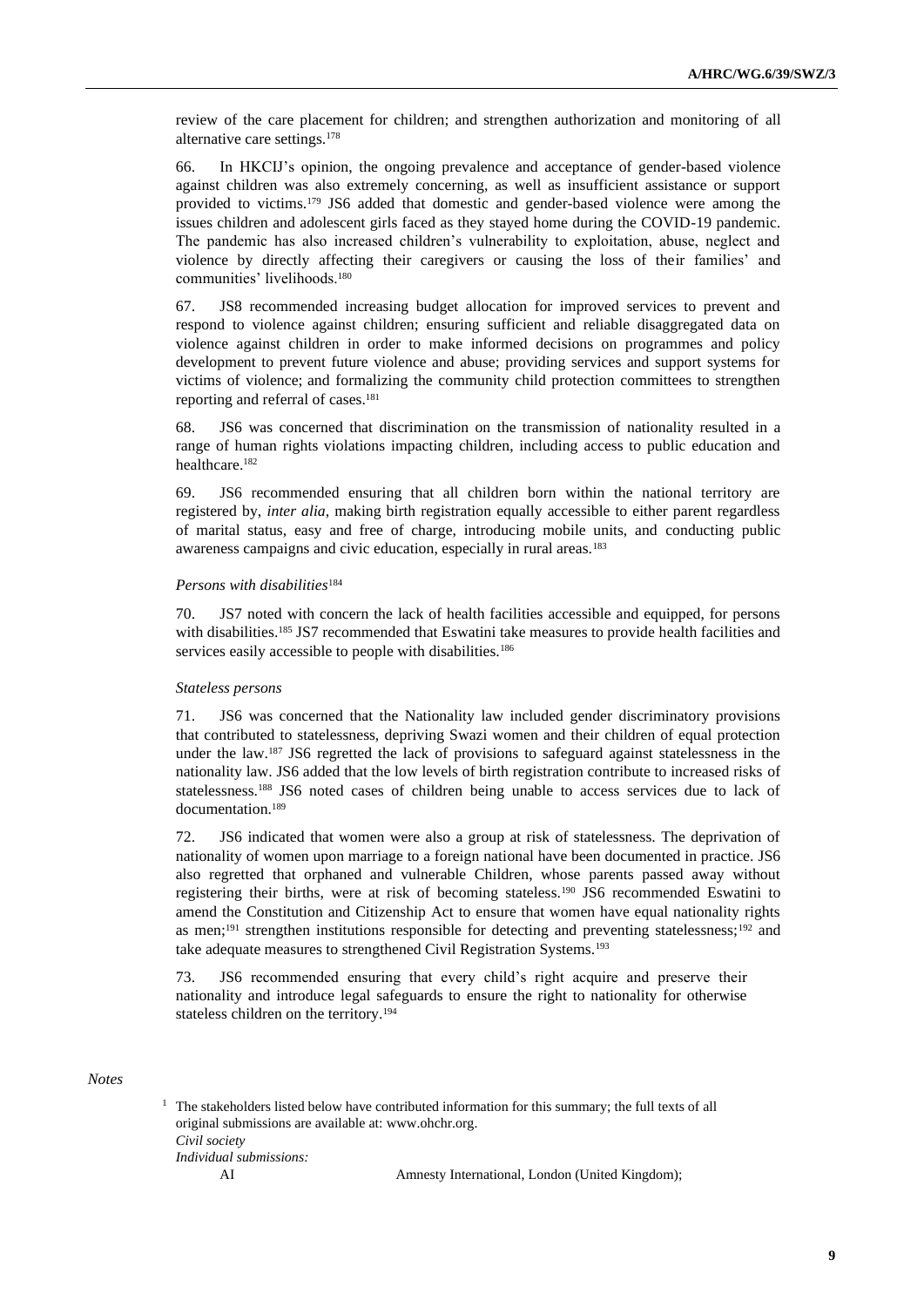review of the care placement for children; and strengthen authorization and monitoring of all alternative care settings.[178]

66. In HKCIJ's opinion, the ongoing prevalence and acceptance of gender-based violence against children was also extremely concerning, as well as insufficient assistance or support provided to victims.[179] JS6 added that domestic and gender-based violence were among the issues children and adolescent girls faced as they stayed home during the COVID-19 pandemic. The pandemic has also increased children's vulnerability to exploitation, abuse, neglect and violence by directly affecting their caregivers or causing the loss of their families' and communities' livelihoods.[180]

67. JS8 recommended increasing budget allocation for improved services to prevent and respond to violence against children; ensuring sufficient and reliable disaggregated data on violence against children in order to make informed decisions on programmes and policy development to prevent future violence and abuse; providing services and support systems for victims of violence; and formalizing the community child protection committees to strengthen reporting and referral of cases.[181]

68. JS6 was concerned that discrimination on the transmission of nationality resulted in a range of human rights violations impacting children, including access to public education and healthcare.[182]

69. JS6 recommended ensuring that all children born within the national territory are registered by, *inter alia*, making birth registration equally accessible to either parent regardless of marital status, easy and free of charge, introducing mobile units, and conducting public awareness campaigns and civic education, especially in rural areas.[183]

*Persons with disabilities*[184]

70. JS7 noted with concern the lack of health facilities accessible and equipped, for persons with disabilities.[185] JS7 recommended that Eswatini take measures to provide health facilities and services easily accessible to people with disabilities.[186]

*Stateless persons*

71. JS6 was concerned that the Nationality law included gender discriminatory provisions that contributed to statelessness, depriving Swazi women and their children of equal protection under the law.[187] JS6 regretted the lack of provisions to safeguard against statelessness in the nationality law. JS6 added that the low levels of birth registration contribute to increased risks of statelessness.[188] JS6 noted cases of children being unable to access services due to lack of documentation.[189]

72. JS6 indicated that women were also a group at risk of statelessness. The deprivation of nationality of women upon marriage to a foreign national have been documented in practice. JS6 also regretted that orphaned and vulnerable Children, whose parents passed away without registering their births, were at risk of becoming stateless.[190] JS6 recommended Eswatini to amend the Constitution and Citizenship Act to ensure that women have equal nationality rights as men;[191] strengthen institutions responsible for detecting and preventing statelessness;[192] and take adequate measures to strengthened Civil Registration Systems.[193]

73. JS6 recommended ensuring that every child's right acquire and preserve their nationality and introduce legal safeguards to ensure the right to nationality for otherwise stateless children on the territory.[194]

*Notes*

[1] The stakeholders listed below have contributed information for this summary; the full texts of all original submissions are available at: www.ohchr.org.

*Civil society*

*Individual submissions:*

AI Amnesty International, London (United Kingdom);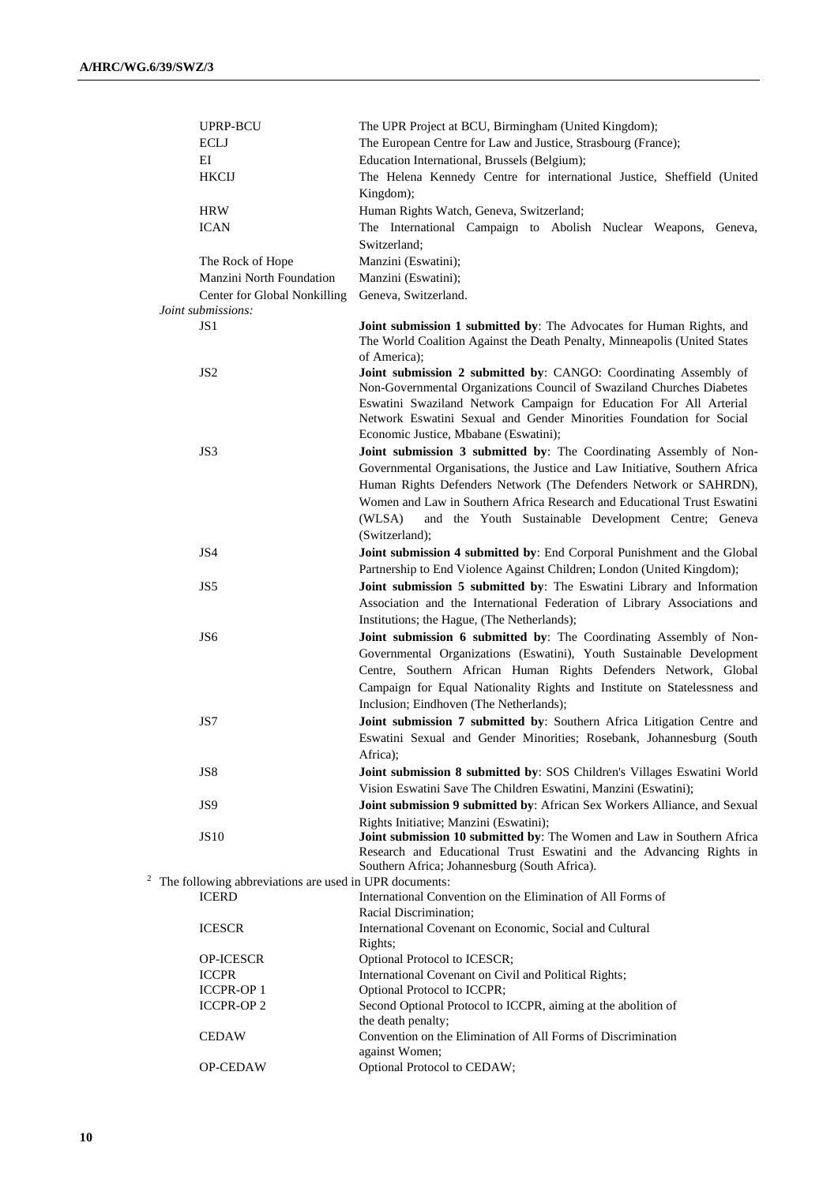| | |
|---|---|
| UPRP-BCU | The UPR Project at BCU, Birmingham (United Kingdom); |
| ECLJ | The European Centre for Law and Justice, Strasbourg (France); |
| EI | Education International, Brussels (Belgium); |
| HKCIJ | The Helena Kennedy Centre for international Justice, Sheffield (United Kingdom); |
| HRW | Human Rights Watch, Geneva, Switzerland; |
| ICAN | The International Campaign to Abolish Nuclear Weapons, Geneva, Switzerland; |
| The Rock of Hope | Manzini (Eswatini); |
| Manzini North Foundation | Manzini (Eswatini); |
| Center for Global Nonkilling | Geneva, Switzerland. |

*Joint submissions:*

| | |
|---|---|
| JS1 | **Joint submission 1 submitted by**: The Advocates for Human Rights, and The World Coalition Against the Death Penalty, Minneapolis (United States of America); |
| JS2 | **Joint submission 2 submitted by**: CANGO: Coordinating Assembly of Non-Governmental Organizations Council of Swaziland Churches Diabetes Eswatini Swaziland Network Campaign for Education For All Arterial Network Eswatini Sexual and Gender Minorities Foundation for Social Economic Justice, Mbabane (Eswatini); |
| JS3 | **Joint submission 3 submitted by**: The Coordinating Assembly of Non-Governmental Organisations, the Justice and Law Initiative, Southern Africa Human Rights Defenders Network (The Defenders Network or SAHRDN), Women and Law in Southern Africa Research and Educational Trust Eswatini (WLSA) and the Youth Sustainable Development Centre; Geneva (Switzerland); |
| JS4 | **Joint submission 4 submitted by**: End Corporal Punishment and the Global Partnership to End Violence Against Children; London (United Kingdom); |
| JS5 | **Joint submission 5 submitted by**: The Eswatini Library and Information Association and the International Federation of Library Associations and Institutions; the Hague, (The Netherlands); |
| JS6 | **Joint submission 6 submitted by**: The Coordinating Assembly of Non-Governmental Organizations (Eswatini), Youth Sustainable Development Centre, Southern African Human Rights Defenders Network, Global Campaign for Equal Nationality Rights and Institute on Statelessness and Inclusion; Eindhoven (The Netherlands); |
| JS7 | **Joint submission 7 submitted by**: Southern Africa Litigation Centre and Eswatini Sexual and Gender Minorities; Rosebank, Johannesburg (South Africa); |
| JS8 | **Joint submission 8 submitted by**: SOS Children's Villages Eswatini World Vision Eswatini Save The Children Eswatini, Manzini (Eswatini); |
| JS9 | **Joint submission 9 submitted by**: African Sex Workers Alliance, and Sexual Rights Initiative; Manzini (Eswatini); |
| JS10 | **Joint submission 10 submitted by**: The Women and Law in Southern Africa Research and Educational Trust Eswatini and the Advancing Rights in Southern Africa; Johannesburg (South Africa). |

[2] The following abbreviations are used in UPR documents:

| | |
|---|---|
| ICERD | International Convention on the Elimination of All Forms of Racial Discrimination; |
| ICESCR | International Covenant on Economic, Social and Cultural Rights; |
| OP-ICESCR | Optional Protocol to ICESCR; |
| ICCPR | International Covenant on Civil and Political Rights; |
| ICCPR-OP 1 | Optional Protocol to ICCPR; |
| ICCPR-OP 2 | Second Optional Protocol to ICCPR, aiming at the abolition of the death penalty; |
| CEDAW | Convention on the Elimination of All Forms of Discrimination against Women; |
| OP-CEDAW | Optional Protocol to CEDAW; |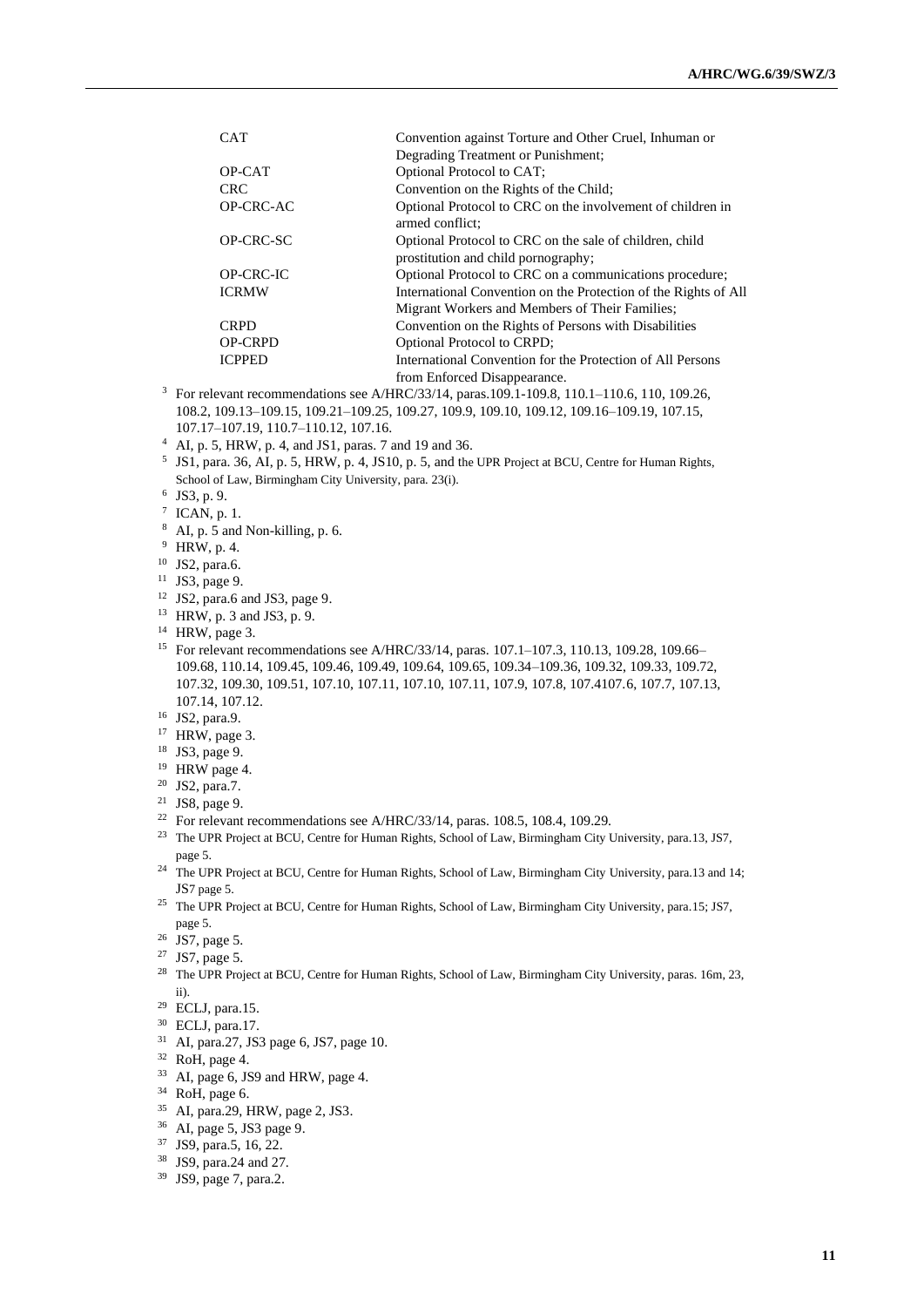| | |
|---|---|
| CAT | Convention against Torture and Other Cruel, Inhuman or Degrading Treatment or Punishment; |
| OP-CAT | Optional Protocol to CAT; |
| CRC | Convention on the Rights of the Child; |
| OP-CRC-AC | Optional Protocol to CRC on the involvement of children in armed conflict; |
| OP-CRC-SC | Optional Protocol to CRC on the sale of children, child prostitution and child pornography; |
| OP-CRC-IC | Optional Protocol to CRC on a communications procedure; |
| ICRMW | International Convention on the Protection of the Rights of All Migrant Workers and Members of Their Families; |
| CRPD | Convention on the Rights of Persons with Disabilities |
| OP-CRPD | Optional Protocol to CRPD; |
| ICPPED | International Convention for the Protection of All Persons from Enforced Disappearance. |

[3] For relevant recommendations see A/HRC/33/14, paras.109.1-109.8, 110.1–110.6, 110, 109.26, 108.2, 109.13–109.15, 109.21–109.25, 109.27, 109.9, 109.10, 109.12, 109.16–109.19, 107.15, 107.17–107.19, 110.7–110.12, 107.16.

[4] AI, p. 5, HRW, p. 4, and JS1, paras. 7 and 19 and 36.

[5] JS1, para. 36, AI, p. 5, HRW, p. 4, JS10, p. 5, and the UPR Project at BCU, Centre for Human Rights, School of Law, Birmingham City University, para. 23(i).

[6] JS3, p. 9.

[7] ICAN, p. 1.

[8] AI, p. 5 and Non-killing, p. 6.

[9] HRW, p. 4.

[10] JS2, para.6.

[11] JS3, page 9.

[12] JS2, para.6 and JS3, page 9.

[13] HRW, p. 3 and JS3, p. 9.

[14] HRW, page 3.

[15] For relevant recommendations see A/HRC/33/14, paras. 107.1–107.3, 110.13, 109.28, 109.66–109.68, 110.14, 109.45, 109.46, 109.49, 109.64, 109.65, 109.34–109.36, 109.32, 109.33, 109.72, 107.32, 109.30, 109.51, 107.10, 107.11, 107.10, 107.11, 107.9, 107.8, 107.4107.6, 107.7, 107.13, 107.14, 107.12.

[16] JS2, para.9.

[17] HRW, page 3.

[18] JS3, page 9.

[19] HRW page 4.

[20] JS2, para.7.

[21] JS8, page 9.

[22] For relevant recommendations see A/HRC/33/14, paras. 108.5, 108.4, 109.29.

[23] The UPR Project at BCU, Centre for Human Rights, School of Law, Birmingham City University, para.13, JS7, page 5.

[24] The UPR Project at BCU, Centre for Human Rights, School of Law, Birmingham City University, para.13 and 14; JS7 page 5.

[25] The UPR Project at BCU, Centre for Human Rights, School of Law, Birmingham City University, para.15; JS7, page 5.

[26] JS7, page 5.

[27] JS7, page 5.

[28] The UPR Project at BCU, Centre for Human Rights, School of Law, Birmingham City University, paras. 16m, 23, ii).

[29] ECLJ, para.15.

[30] ECLJ, para.17.

[31] AI, para.27, JS3 page 6, JS7, page 10.

[32] RoH, page 4.

[33] AI, page 6, JS9 and HRW, page 4.

[34] RoH, page 6.

[35] AI, para.29, HRW, page 2, JS3.

[36] AI, page 5, JS3 page 9.

[37] JS9, para.5, 16, 22.

[38] JS9, para.24 and 27.

[39] JS9, page 7, para.2.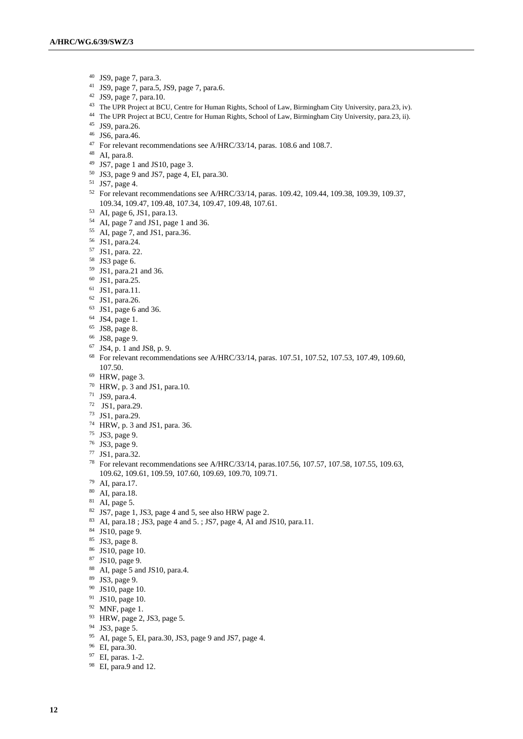[40] JS9, page 7, para.3.

[41] JS9, page 7, para.5, JS9, page 7, para.6.

[42] JS9, page 7, para.10.

[43] The UPR Project at BCU, Centre for Human Rights, School of Law, Birmingham City University, para.23, iv).

[44] The UPR Project at BCU, Centre for Human Rights, School of Law, Birmingham City University, para.23, ii).

[45] JS9, para.26.

[46] JS6, para.46.

[47] For relevant recommendations see A/HRC/33/14, paras. 108.6 and 108.7.

[48] AI, para.8.

[49] JS7, page 1 and JS10, page 3.

[50] JS3, page 9 and JS7, page 4, EI, para.30.

[51] JS7, page 4.

[52] For relevant recommendations see A/HRC/33/14, paras. 109.42, 109.44, 109.38, 109.39, 109.37, 109.34, 109.47, 109.48, 107.34, 109.47, 109.48, 107.61.

[53] AI, page 6, JS1, para.13.

[54] AI, page 7 and JS1, page 1 and 36.

[55] AI, page 7, and JS1, para.36.

[56] JS1, para.24.

[57] JS1, para. 22.

[58] JS3 page 6.

[59] JS1, para.21 and 36.

[60] JS1, para.25.

[61] JS1, para.11.

[62] JS1, para.26.

[63] JS1, page 6 and 36.

[64] JS4, page 1.

[65] JS8, page 8.

[66] JS8, page 9.

[67] JS4, p. 1 and JS8, p. 9.

[68] For relevant recommendations see A/HRC/33/14, paras. 107.51, 107.52, 107.53, 107.49, 109.60, 107.50.

[69] HRW, page 3.

[70] HRW, p. 3 and JS1, para.10.

[71] JS9, para.4.

[72] JS1, para.29.

[73] JS1, para.29.

[74] HRW, p. 3 and JS1, para. 36.

[75] JS3, page 9.

[76] JS3, page 9.

[77] JS1, para.32.

[78] For relevant recommendations see A/HRC/33/14, paras.107.56, 107.57, 107.58, 107.55, 109.63, 109.62, 109.61, 109.59, 107.60, 109.69, 109.70, 109.71.

[79] AI, para.17.

[80] AI, para.18.

[81] AI, page 5.

[82] JS7, page 1, JS3, page 4 and 5, see also HRW page 2.

[83] AI, para.18 ; JS3, page 4 and 5. ; JS7, page 4, AI and JS10, para.11.

[84] JS10, page 9.

[85] JS3, page 8.

[86] JS10, page 10.

[87] JS10, page 9.

[88] AI, page 5 and JS10, para.4.

[89] JS3, page 9.

[90] JS10, page 10.

[91] JS10, page 10.

[92] MNF, page 1.

[93] HRW, page 2, JS3, page 5.

[94] JS3, page 5.

[95] AI, page 5, EI, para.30, JS3, page 9 and JS7, page 4.

[96] EI, para.30.

[97] EI, paras. 1-2.

[98] EI, para.9 and 12.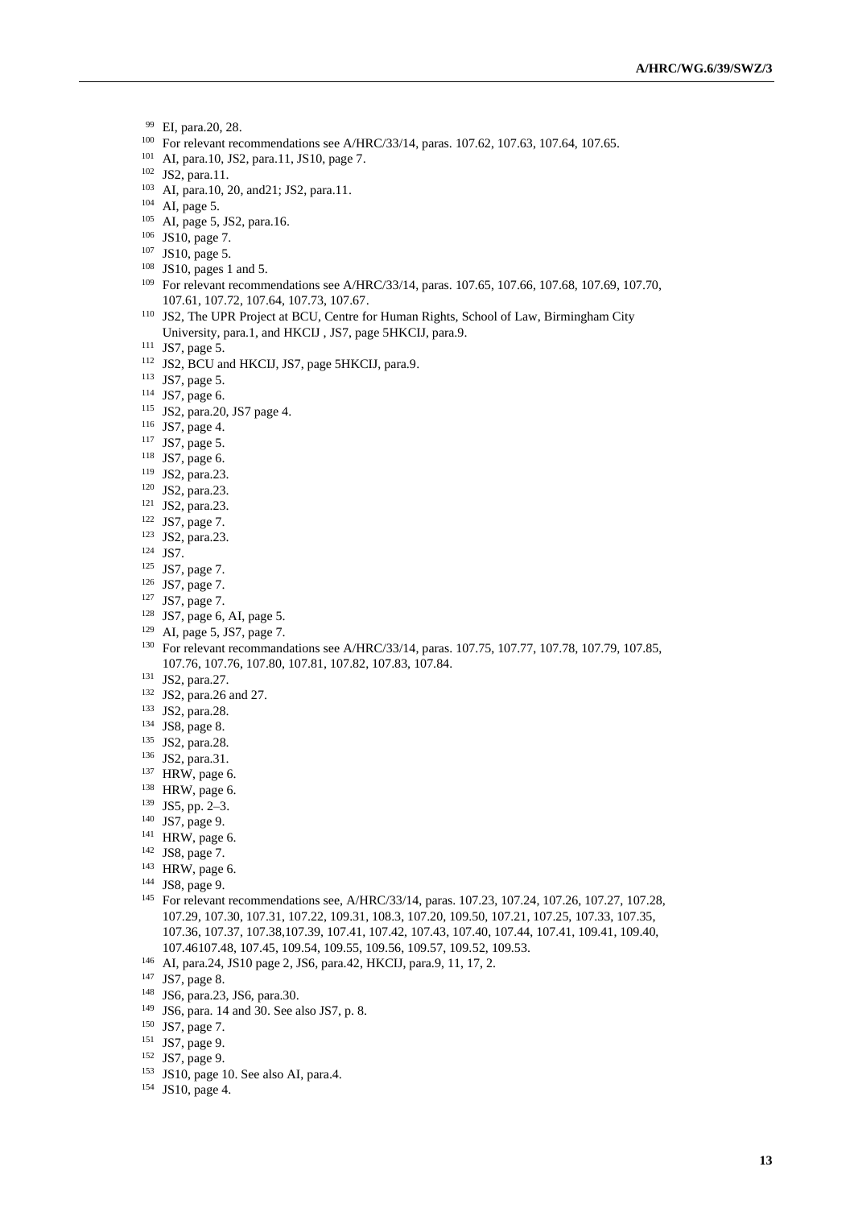[99] EI, para.20, 28.

[100] For relevant recommendations see A/HRC/33/14, paras. 107.62, 107.63, 107.64, 107.65.

[101] AI, para.10, JS2, para.11, JS10, page 7.

[102] JS2, para.11.

[103] AI, para.10, 20, and21; JS2, para.11.

[104] AI, page 5.

[105] AI, page 5, JS2, para.16.

[106] JS10, page 7.

[107] JS10, page 5.

[108] JS10, pages 1 and 5.

[109] For relevant recommendations see A/HRC/33/14, paras. 107.65, 107.66, 107.68, 107.69, 107.70, 107.61, 107.72, 107.64, 107.73, 107.67.

[110] JS2, The UPR Project at BCU, Centre for Human Rights, School of Law, Birmingham City University, para.1, and HKCIJ , JS7, page 5HKCIJ, para.9.

[111] JS7, page 5.

[112] JS2, BCU and HKCIJ, JS7, page 5HKCIJ, para.9.

[113] JS7, page 5.

[114] JS7, page 6.

[115] JS2, para.20, JS7 page 4.

[116] JS7, page 4.

[117] JS7, page 5.

[118] JS7, page 6.

[119] JS2, para.23.

[120] JS2, para.23.

[121] JS2, para.23.

[122] JS7, page 7.

[123] JS2, para.23.

[124] JS7.

[125] JS7, page 7.

[126] JS7, page 7.

[127] JS7, page 7.

[128] JS7, page 6, AI, page 5.

[129] AI, page 5, JS7, page 7.

[130] For relevant recommandations see A/HRC/33/14, paras. 107.75, 107.77, 107.78, 107.79, 107.85, 107.76, 107.76, 107.80, 107.81, 107.82, 107.83, 107.84.

[131] JS2, para.27.

[132] JS2, para.26 and 27.

[133] JS2, para.28.

[134] JS8, page 8.

[135] JS2, para.28.

[136] JS2, para.31.

[137] HRW, page 6.

[138] HRW, page 6.

[139] JS5, pp. 2–3.

[140] JS7, page 9.

[141] HRW, page 6.

[142] JS8, page 7.

[143] HRW, page 6.

[144] JS8, page 9.

[145] For relevant recommendations see, A/HRC/33/14, paras. 107.23, 107.24, 107.26, 107.27, 107.28, 107.29, 107.30, 107.31, 107.22, 109.31, 108.3, 107.20, 109.50, 107.21, 107.25, 107.33, 107.35, 107.36, 107.37, 107.38,107.39, 107.41, 107.42, 107.43, 107.40, 107.44, 107.41, 109.41, 109.40, 107.46107.48, 107.45, 109.54, 109.55, 109.56, 109.57, 109.52, 109.53.

[146] AI, para.24, JS10 page 2, JS6, para.42, HKCIJ, para.9, 11, 17, 2.

[147] JS7, page 8.

[148] JS6, para.23, JS6, para.30.

[149] JS6, para. 14 and 30. See also JS7, p. 8.

[150] JS7, page 7.

[151] JS7, page 9.

[152] JS7, page 9.

[153] JS10, page 10. See also AI, para.4.

[154] JS10, page 4.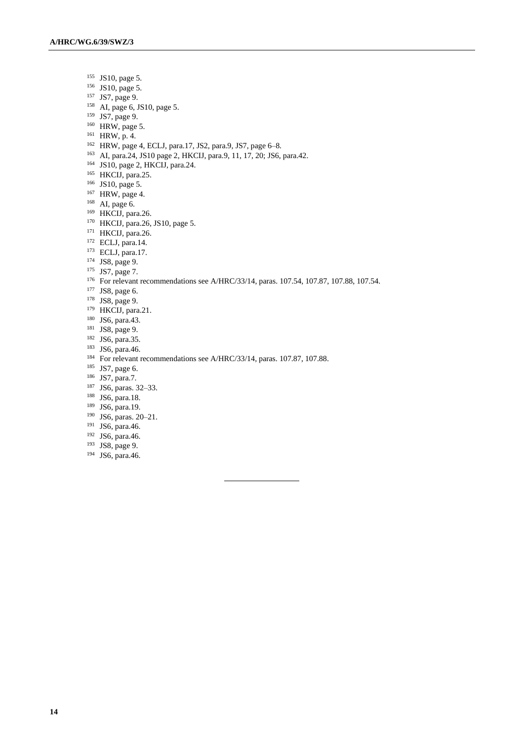[155] JS10, page 5.
[156] JS10, page 5.
[157] JS7, page 9.
[158] AI, page 6, JS10, page 5.
[159] JS7, page 9.
[160] HRW, page 5.
[161] HRW, p. 4.
[162] HRW, page 4, ECLJ, para.17, JS2, para.9, JS7, page 6–8.
[163] AI, para.24, JS10 page 2, HKCIJ, para.9, 11, 17, 20; JS6, para.42.
[164] JS10, page 2, HKCIJ, para.24.
[165] HKCIJ, para.25.
[166] JS10, page 5.
[167] HRW, page 4.
[168] AI, page 6.
[169] HKCIJ, para.26.
[170] HKCIJ, para.26, JS10, page 5.
[171] HKCIJ, para.26.
[172] ECLJ, para.14.
[173] ECLJ, para.17.
[174] JS8, page 9.
[175] JS7, page 7.
[176] For relevant recommendations see A/HRC/33/14, paras. 107.54, 107.87, 107.88, 107.54.
[177] JS8, page 6.
[178] JS8, page 9.
[179] HKCIJ, para.21.
[180] JS6, para.43.
[181] JS8, page 9.
[182] JS6, para.35.
[183] JS6, para.46.
[184] For relevant recommendations see A/HRC/33/14, paras. 107.87, 107.88.
[185] JS7, page 6.
[186] JS7, para.7.
[187] JS6, paras. 32–33.
[188] JS6, para.18.
[189] JS6, para.19.
[190] JS6, paras. 20–21.
[191] JS6, para.46.
[192] JS6, para.46.
[193] JS8, page 9.
[194] JS6, para.46.